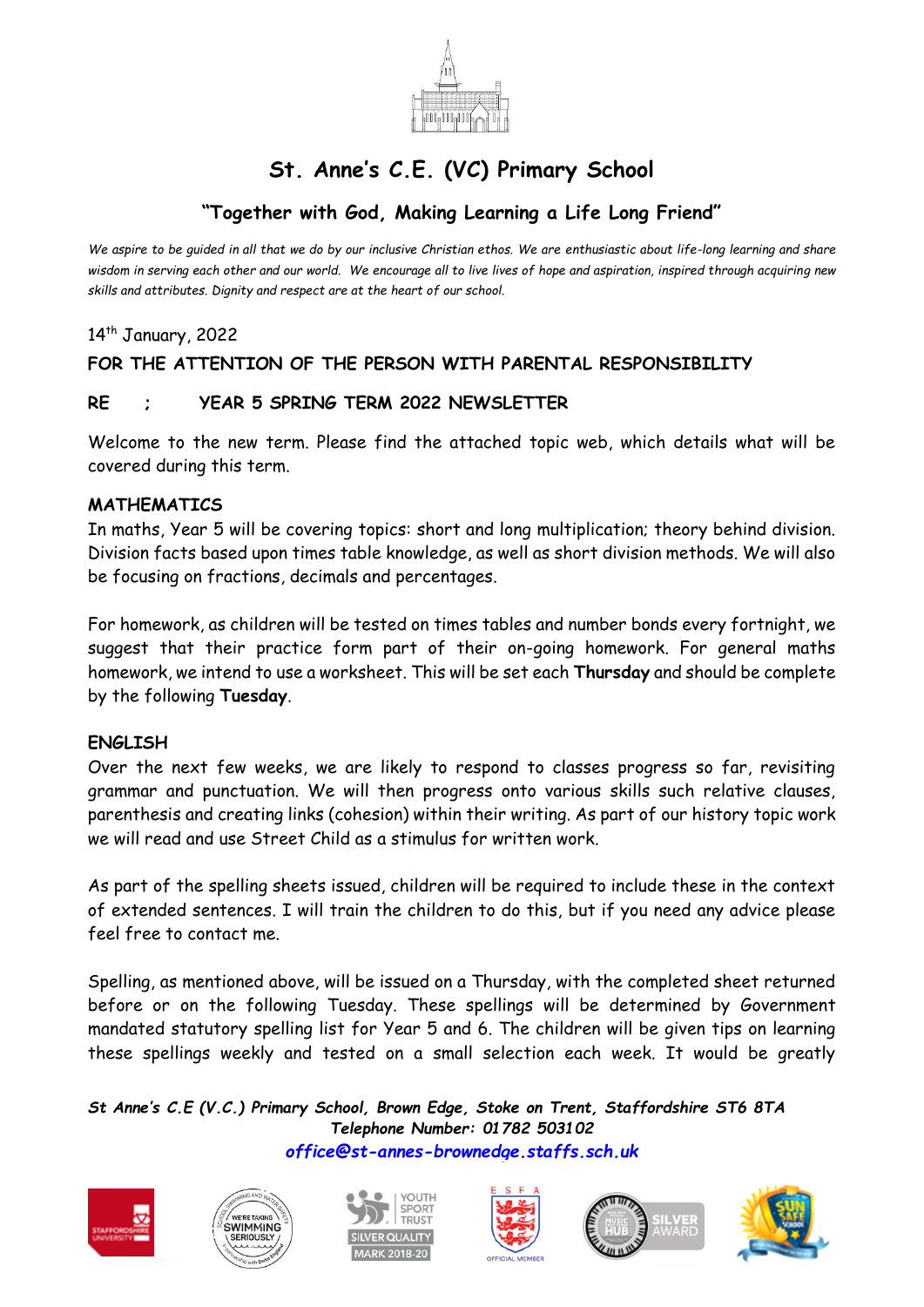# St. Anne's C.E. (VC) Primary School

## "Together with God, Making Learning a Life Long Friend"

*We aspire to be guided in all that we do by our inclusive Christian ethos. We are enthusiastic about life-long learning and share wisdom in serving each other and our world. We encourage all to live lives of hope and aspiration, inspired through acquiring new skills and attributes. Dignity and respect are at the heart of our school.*

14th January, 2022

**FOR THE ATTENTION OF THE PERSON WITH PARENTAL RESPONSIBILITY**

**RE : YEAR 5 SPRING TERM 2022 NEWSLETTER**

Welcome to the new term. Please find the attached topic web, which details what will be covered during this term.

**MATHEMATICS**

In maths, Year 5 will be covering topics: short and long multiplication; theory behind division. Division facts based upon times table knowledge, as well as short division methods. We will also be focusing on fractions, decimals and percentages.

For homework, as children will be tested on times tables and number bonds every fortnight, we suggest that their practice form part of their on-going homework. For general maths homework, we intend to use a worksheet. This will be set each **Thursday** and should be complete by the following **Tuesday**.

**ENGLISH**

Over the next few weeks, we are likely to respond to classes progress so far, revisiting grammar and punctuation. We will then progress onto various skills such relative clauses, parenthesis and creating links (cohesion) within their writing. As part of our history topic work we will read and use Street Child as a stimulus for written work.

As part of the spelling sheets issued, children will be required to include these in the context of extended sentences. I will train the children to do this, but if you need any advice please feel free to contact me.

Spelling, as mentioned above, will be issued on a Thursday, with the completed sheet returned before or on the following Tuesday. These spellings will be determined by Government mandated statutory spelling list for Year 5 and 6. The children will be given tips on learning these spellings weekly and tested on a small selection each week. It would be greatly

***St Anne's C.E (V.C.) Primary School, Brown Edge, Stoke on Trent, Staffordshire ST6 8TA***
***Telephone Number: 01782 503102***
***office@st-annes-brownedge.staffs.sch.uk***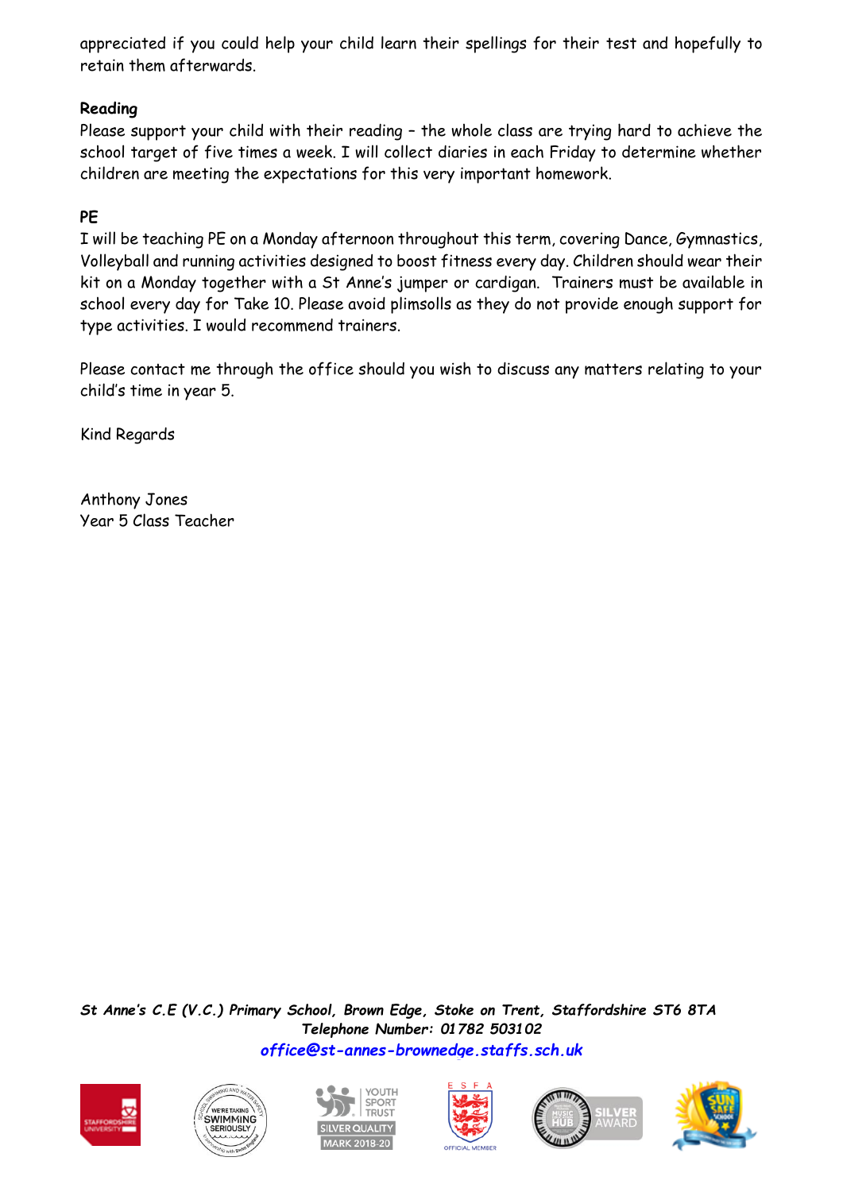appreciated if you could help your child learn their spellings for their test and hopefully to retain them afterwards.

**Reading**

Please support your child with their reading – the whole class are trying hard to achieve the school target of five times a week. I will collect diaries in each Friday to determine whether children are meeting the expectations for this very important homework.

**PE**

I will be teaching PE on a Monday afternoon throughout this term, covering Dance, Gymnastics, Volleyball and running activities designed to boost fitness every day. Children should wear their kit on a Monday together with a St Anne's jumper or cardigan. Trainers must be available in school every day for Take 10. Please avoid plimsolls as they do not provide enough support for type activities. I would recommend trainers.

Please contact me through the office should you wish to discuss any matters relating to your child's time in year 5.

Kind Regards

Anthony Jones
Year 5 Class Teacher

***St Anne's C.E (V.C.) Primary School, Brown Edge, Stoke on Trent, Staffordshire ST6 8TA***
***Telephone Number: 01782 503102***
***office@st-annes-brownedge.staffs.sch.uk***